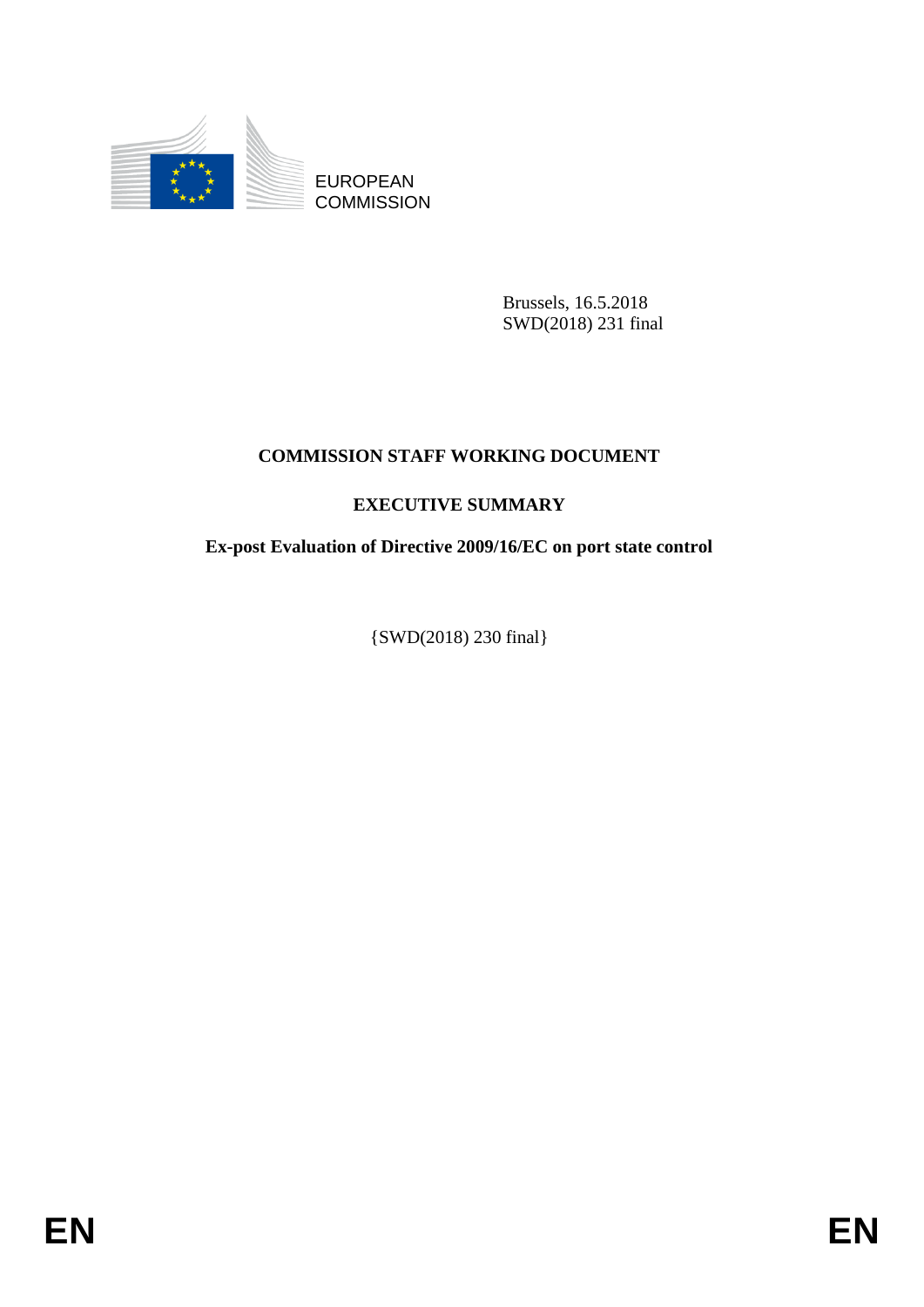EUROPEAN
COMMISSION

Brussels, 16.5.2018
SWD(2018) 231 final

# COMMISSION STAFF WORKING DOCUMENT

## EXECUTIVE SUMMARY

## Ex-post Evaluation of Directive 2009/16/EC on port state control

{SWD(2018) 230 final}

EN EN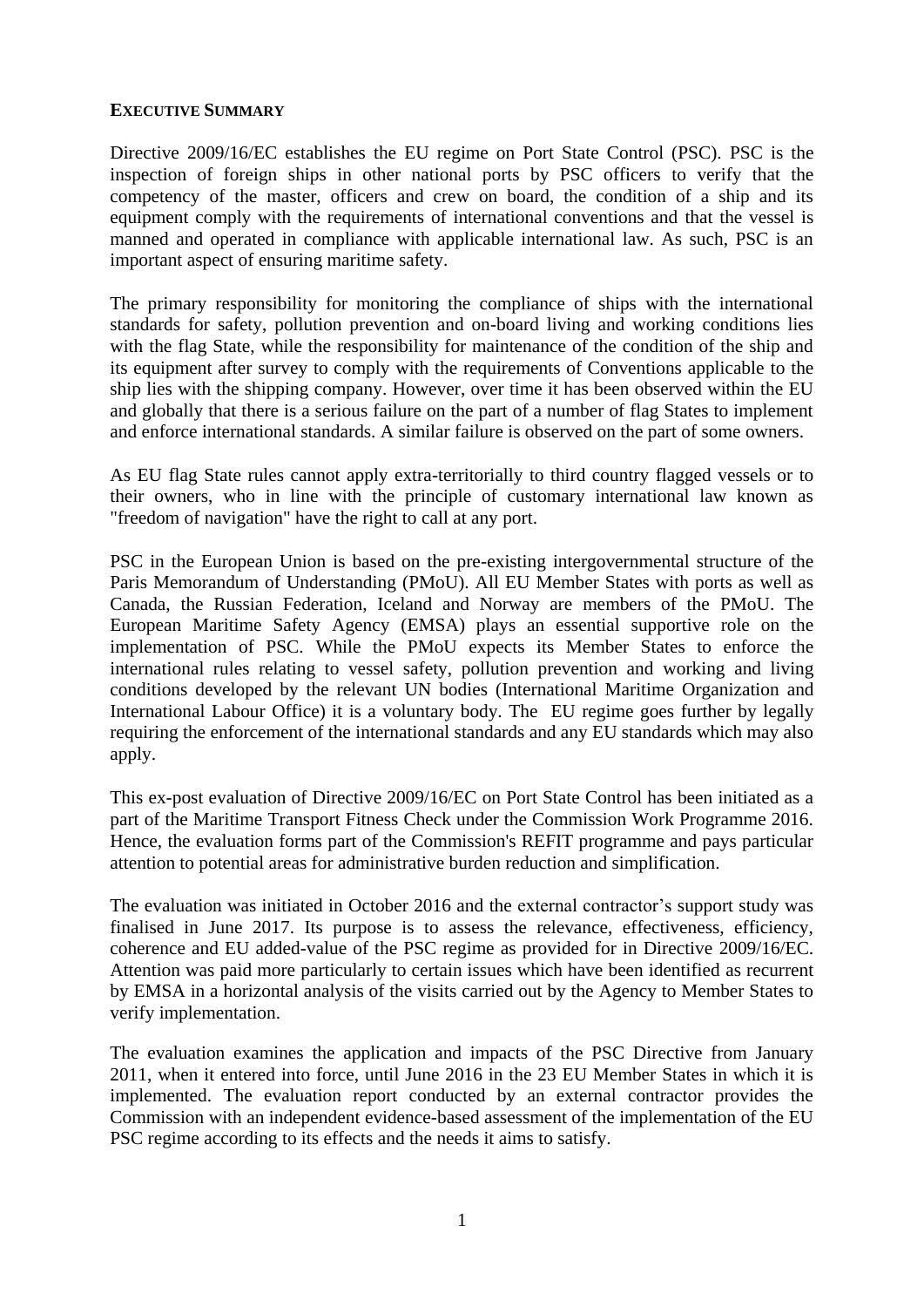## EXECUTIVE SUMMARY

Directive 2009/16/EC establishes the EU regime on Port State Control (PSC). PSC is the inspection of foreign ships in other national ports by PSC officers to verify that the competency of the master, officers and crew on board, the condition of a ship and its equipment comply with the requirements of international conventions and that the vessel is manned and operated in compliance with applicable international law. As such, PSC is an important aspect of ensuring maritime safety.

The primary responsibility for monitoring the compliance of ships with the international standards for safety, pollution prevention and on-board living and working conditions lies with the flag State, while the responsibility for maintenance of the condition of the ship and its equipment after survey to comply with the requirements of Conventions applicable to the ship lies with the shipping company. However, over time it has been observed within the EU and globally that there is a serious failure on the part of a number of flag States to implement and enforce international standards. A similar failure is observed on the part of some owners.

As EU flag State rules cannot apply extra-territorially to third country flagged vessels or to their owners, who in line with the principle of customary international law known as "freedom of navigation" have the right to call at any port.

PSC in the European Union is based on the pre-existing intergovernmental structure of the Paris Memorandum of Understanding (PMoU). All EU Member States with ports as well as Canada, the Russian Federation, Iceland and Norway are members of the PMoU. The European Maritime Safety Agency (EMSA) plays an essential supportive role on the implementation of PSC. While the PMoU expects its Member States to enforce the international rules relating to vessel safety, pollution prevention and working and living conditions developed by the relevant UN bodies (International Maritime Organization and International Labour Office) it is a voluntary body. The EU regime goes further by legally requiring the enforcement of the international standards and any EU standards which may also apply.

This ex-post evaluation of Directive 2009/16/EC on Port State Control has been initiated as a part of the Maritime Transport Fitness Check under the Commission Work Programme 2016. Hence, the evaluation forms part of the Commission's REFIT programme and pays particular attention to potential areas for administrative burden reduction and simplification.

The evaluation was initiated in October 2016 and the external contractor's support study was finalised in June 2017. Its purpose is to assess the relevance, effectiveness, efficiency, coherence and EU added-value of the PSC regime as provided for in Directive 2009/16/EC. Attention was paid more particularly to certain issues which have been identified as recurrent by EMSA in a horizontal analysis of the visits carried out by the Agency to Member States to verify implementation.

The evaluation examines the application and impacts of the PSC Directive from January 2011, when it entered into force, until June 2016 in the 23 EU Member States in which it is implemented. The evaluation report conducted by an external contractor provides the Commission with an independent evidence-based assessment of the implementation of the EU PSC regime according to its effects and the needs it aims to satisfy.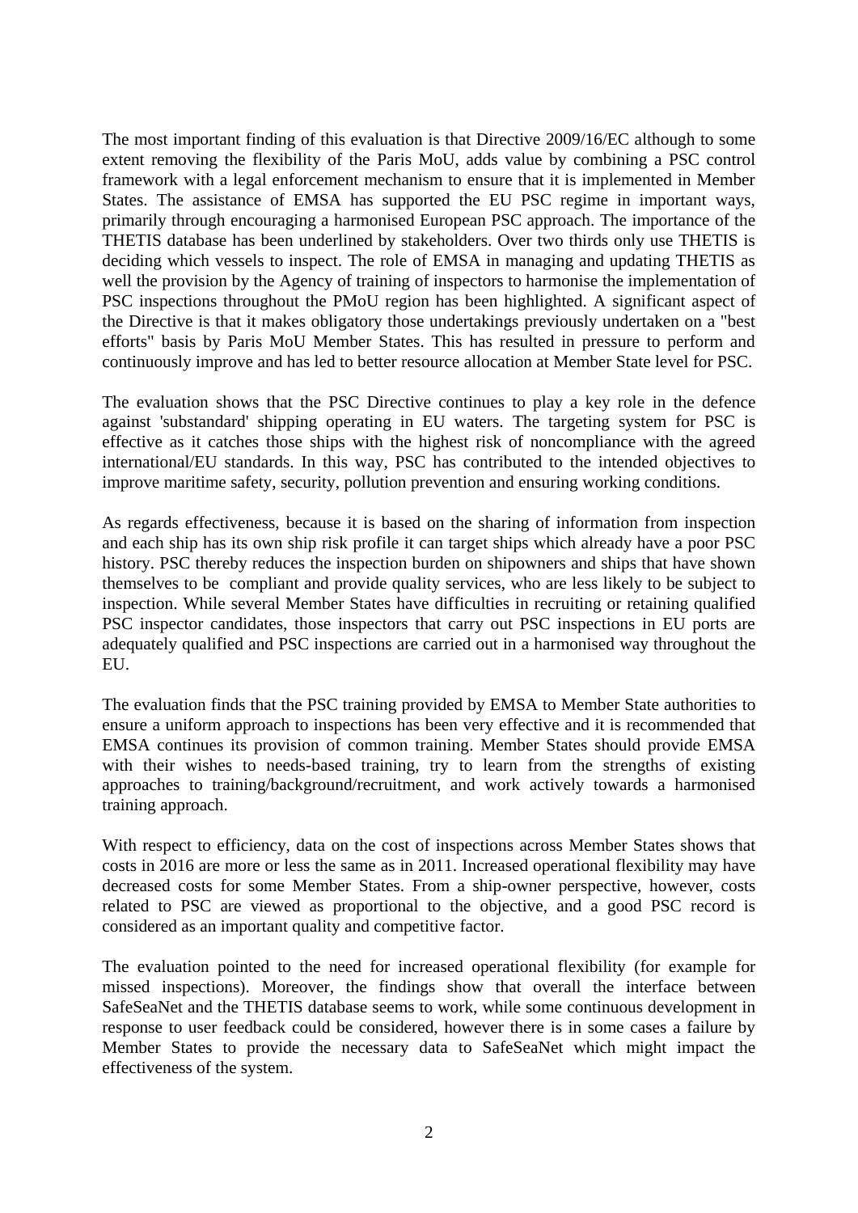The most important finding of this evaluation is that Directive 2009/16/EC although to some extent removing the flexibility of the Paris MoU, adds value by combining a PSC control framework with a legal enforcement mechanism to ensure that it is implemented in Member States. The assistance of EMSA has supported the EU PSC regime in important ways, primarily through encouraging a harmonised European PSC approach. The importance of the THETIS database has been underlined by stakeholders. Over two thirds only use THETIS is deciding which vessels to inspect. The role of EMSA in managing and updating THETIS as well the provision by the Agency of training of inspectors to harmonise the implementation of PSC inspections throughout the PMoU region has been highlighted. A significant aspect of the Directive is that it makes obligatory those undertakings previously undertaken on a "best efforts" basis by Paris MoU Member States. This has resulted in pressure to perform and continuously improve and has led to better resource allocation at Member State level for PSC.

The evaluation shows that the PSC Directive continues to play a key role in the defence against 'substandard' shipping operating in EU waters. The targeting system for PSC is effective as it catches those ships with the highest risk of noncompliance with the agreed international/EU standards. In this way, PSC has contributed to the intended objectives to improve maritime safety, security, pollution prevention and ensuring working conditions.

As regards effectiveness, because it is based on the sharing of information from inspection and each ship has its own ship risk profile it can target ships which already have a poor PSC history. PSC thereby reduces the inspection burden on shipowners and ships that have shown themselves to be compliant and provide quality services, who are less likely to be subject to inspection. While several Member States have difficulties in recruiting or retaining qualified PSC inspector candidates, those inspectors that carry out PSC inspections in EU ports are adequately qualified and PSC inspections are carried out in a harmonised way throughout the EU.

The evaluation finds that the PSC training provided by EMSA to Member State authorities to ensure a uniform approach to inspections has been very effective and it is recommended that EMSA continues its provision of common training. Member States should provide EMSA with their wishes to needs-based training, try to learn from the strengths of existing approaches to training/background/recruitment, and work actively towards a harmonised training approach.

With respect to efficiency, data on the cost of inspections across Member States shows that costs in 2016 are more or less the same as in 2011. Increased operational flexibility may have decreased costs for some Member States. From a ship-owner perspective, however, costs related to PSC are viewed as proportional to the objective, and a good PSC record is considered as an important quality and competitive factor.

The evaluation pointed to the need for increased operational flexibility (for example for missed inspections). Moreover, the findings show that overall the interface between SafeSeaNet and the THETIS database seems to work, while some continuous development in response to user feedback could be considered, however there is in some cases a failure by Member States to provide the necessary data to SafeSeaNet which might impact the effectiveness of the system.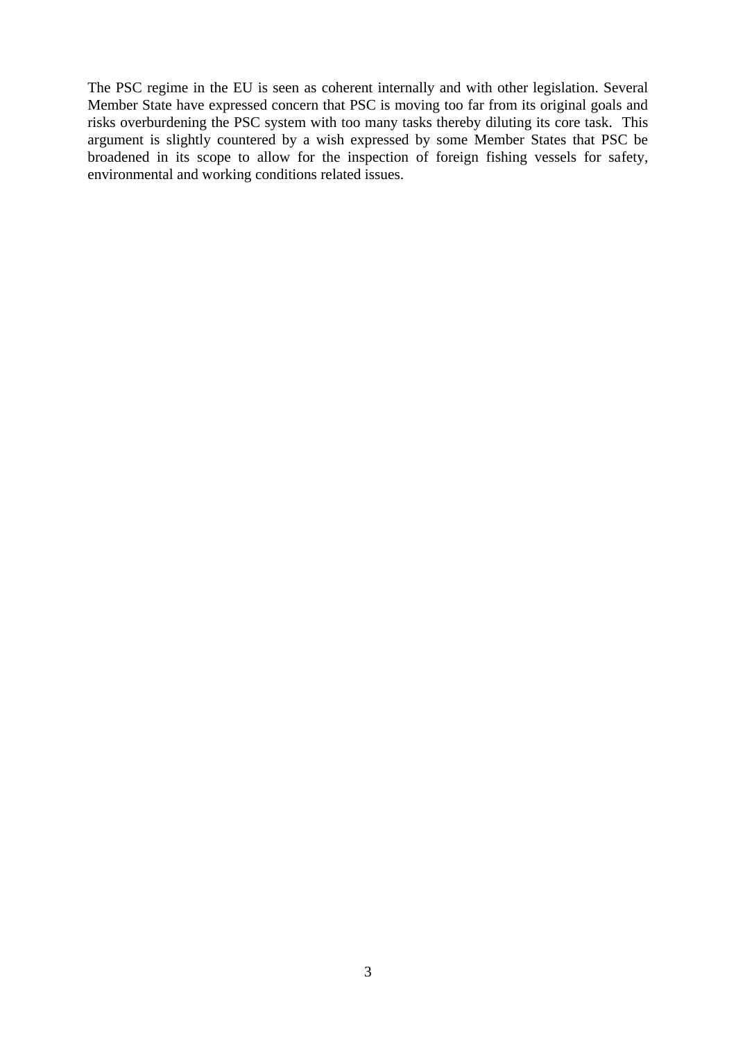The PSC regime in the EU is seen as coherent internally and with other legislation. Several Member State have expressed concern that PSC is moving too far from its original goals and risks overburdening the PSC system with too many tasks thereby diluting its core task. This argument is slightly countered by a wish expressed by some Member States that PSC be broadened in its scope to allow for the inspection of foreign fishing vessels for safety, environmental and working conditions related issues.